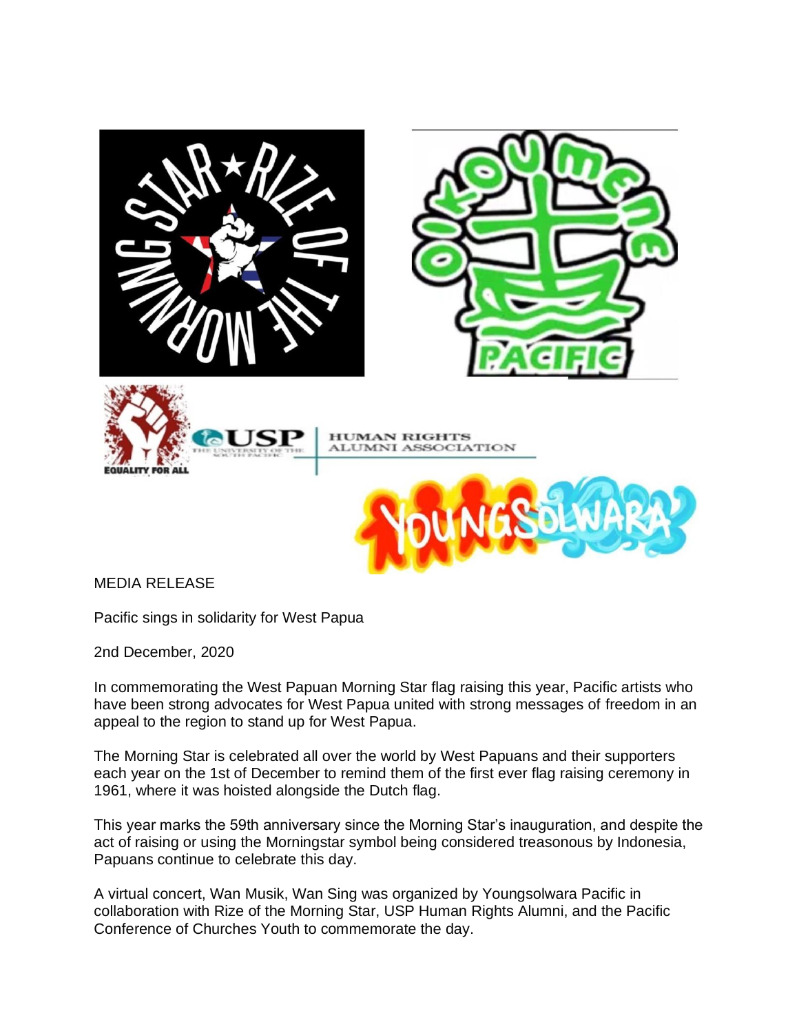MEDIA RELEASE

Pacific sings in solidarity for West Papua

2nd December, 2020

In commemorating the West Papuan Morning Star flag raising this year, Pacific artists who have been strong advocates for West Papua united with strong messages of freedom in an appeal to the region to stand up for West Papua.

The Morning Star is celebrated all over the world by West Papuans and their supporters each year on the 1st of December to remind them of the first ever flag raising ceremony in 1961, where it was hoisted alongside the Dutch flag.

This year marks the 59th anniversary since the Morning Star's inauguration, and despite the act of raising or using the Morningstar symbol being considered treasonous by Indonesia, Papuans continue to celebrate this day.

A virtual concert, Wan Musik, Wan Sing was organized by Youngsolwara Pacific in collaboration with Rize of the Morning Star, USP Human Rights Alumni, and the Pacific Conference of Churches Youth to commemorate the day.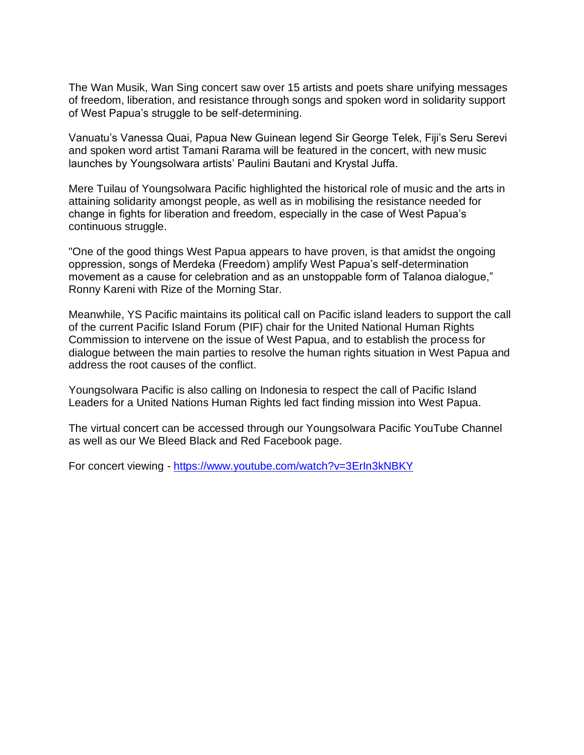The Wan Musik, Wan Sing concert saw over 15 artists and poets share unifying messages of freedom, liberation, and resistance through songs and spoken word in solidarity support of West Papua's struggle to be self-determining.

Vanuatu's Vanessa Quai, Papua New Guinean legend Sir George Telek, Fiji's Seru Serevi and spoken word artist Tamani Rarama will be featured in the concert, with new music launches by Youngsolwara artists' Paulini Bautani and Krystal Juffa.

Mere Tuilau of Youngsolwara Pacific highlighted the historical role of music and the arts in attaining solidarity amongst people, as well as in mobilising the resistance needed for change in fights for liberation and freedom, especially in the case of West Papua's continuous struggle.

"One of the good things West Papua appears to have proven, is that amidst the ongoing oppression, songs of Merdeka (Freedom) amplify West Papua's self-determination movement as a cause for celebration and as an unstoppable form of Talanoa dialogue," Ronny Kareni with Rize of the Morning Star.

Meanwhile, YS Pacific maintains its political call on Pacific island leaders to support the call of the current Pacific Island Forum (PIF) chair for the United National Human Rights Commission to intervene on the issue of West Papua, and to establish the process for dialogue between the main parties to resolve the human rights situation in West Papua and address the root causes of the conflict.

Youngsolwara Pacific is also calling on Indonesia to respect the call of Pacific Island Leaders for a United Nations Human Rights led fact finding mission into West Papua.

The virtual concert can be accessed through our Youngsolwara Pacific YouTube Channel as well as our We Bleed Black and Red Facebook page.

For concert viewing - https://www.youtube.com/watch?v=3ErIn3kNBKY